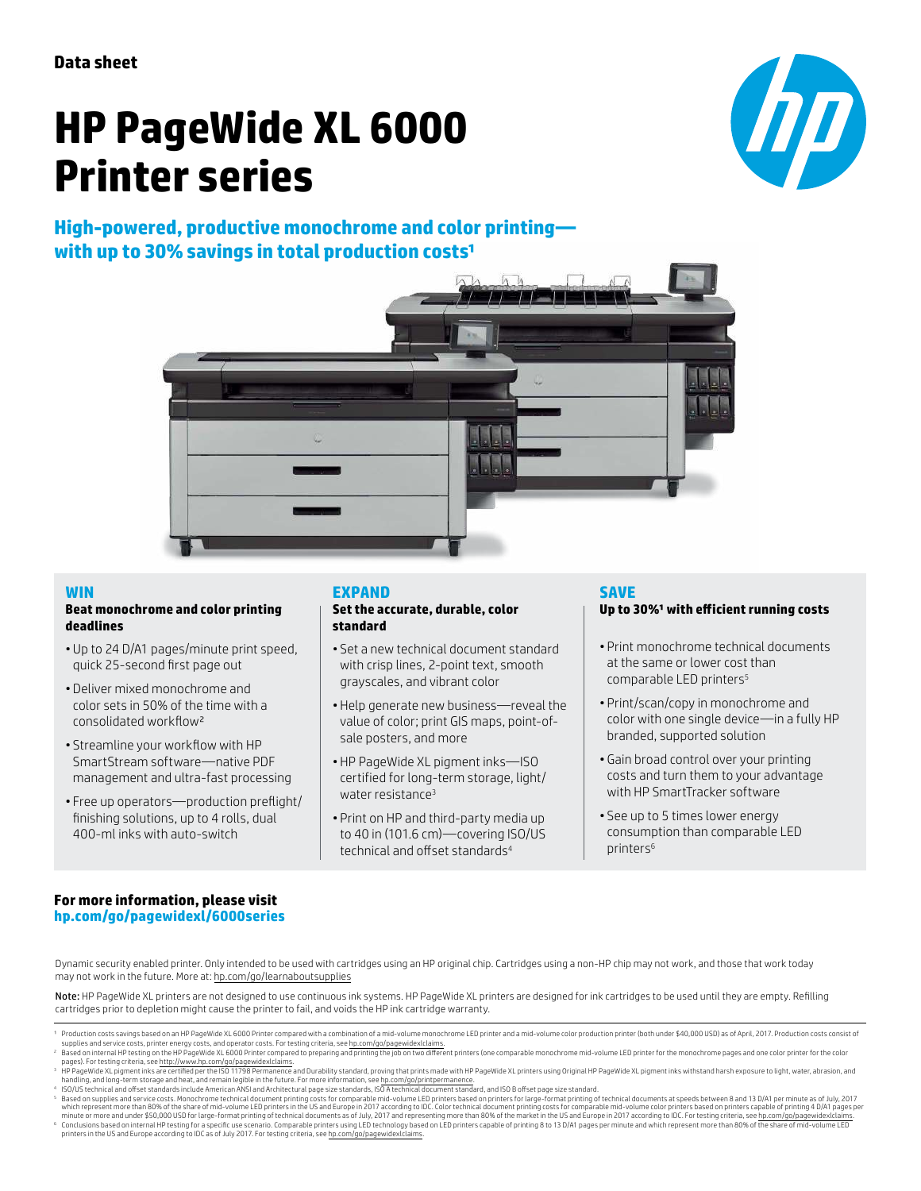Data sheet

# HP PageWide XL 6000 Printer series

## High-powered, productive monochrome and color printing—with up to 30% savings in total production costs[1]

### WIN

**Beat monochrome and color printing deadlines**

- Up to 24 D/A1 pages/minute print speed, quick 25-second first page out
- Deliver mixed monochrome and color sets in 50% of the time with a consolidated workflow[2]
- Streamline your workflow with HP SmartStream software—native PDF management and ultra-fast processing
- Free up operators—production preflight/finishing solutions, up to 4 rolls, dual 400-ml inks with auto-switch

### EXPAND

**Set the accurate, durable, color standard**

- Set a new technical document standard with crisp lines, 2-point text, smooth grayscales, and vibrant color
- Help generate new business—reveal the value of color; print GIS maps, point-of-sale posters, and more
- HP PageWide XL pigment inks—ISO certified for long-term storage, light/water resistance[3]
- Print on HP and third-party media up to 40 in (101.6 cm)—covering ISO/US technical and offset standards[4]

### SAVE

**Up to 30%[1] with efficient running costs**

- Print monochrome technical documents at the same or lower cost than comparable LED printers[5]
- Print/scan/copy in monochrome and color with one single device—in a fully HP branded, supported solution
- Gain broad control over your printing costs and turn them to your advantage with HP SmartTracker software
- See up to 5 times lower energy consumption than comparable LED printers[6]

**For more information, please visit**
**hp.com/go/pagewidexl/6000series**

Dynamic security enabled printer. Only intended to be used with cartridges using an HP original chip. Cartridges using a non-HP chip may not work, and those that work today may not work in the future. More at: hp.com/go/learnaboutsupplies

**Note:** HP PageWide XL printers are not designed to use continuous ink systems. HP PageWide XL printers are designed for ink cartridges to be used until they are empty. Refilling cartridges prior to depletion might cause the printer to fail, and voids the HP ink cartridge warranty.

---

[1] Production costs savings based on an HP PageWide XL 6000 Printer compared with a combination of a mid-volume monochrome LED printer and a mid-volume color production printer (both under $40,000 USD) as of April, 2017. Production costs consist of supplies and service costs, printer energy costs, and operator costs. For testing criteria, see hp.com/go/pagewidexlclaims.

[2] Based on internal HP testing on the HP PageWide XL 6000 Printer compared to preparing and printing the job on two different printers (one comparable monochrome mid-volume LED printer for the monochrome pages and one color printer for the color pages). For testing criteria, see http://www.hp.com/go/pagewidexlclaims.

[3] HP PageWide XL pigment inks are certified per the ISO 11798 Permanence and Durability standard, proving that prints made with HP PageWide XL printers using Original HP PageWide XL pigment inks withstand harsh exposure to light, water, abrasion, and handling, and long-term storage and heat, and remain legible in the future. For more information, see hp.com/go/printpermanence.

[4] ISO/US technical and offset standards include American ANSI and Architectural page size standards, ISO A technical document standard, and ISO B offset page size standard.

[5] Based on supplies and service costs. Monochrome technical document printing costs for comparable mid-volume LED printers based on printers for large-format printing of technical documents at speeds between 8 and 13 D/A1 per minute as of July, 2017 which represent more than 80% of the share of mid-volume LED printers in the US and Europe in 2017 according to IDC. Color technical document printing costs for comparable mid-volume color printers based on printers capable of printing 4 D/A1 pages per minute or more and under $50,000 USD for large-format printing of technical documents as of July, 2017 and representing more than 80% of the market in the US and Europe in 2017 according to IDC. For testing criteria, see hp.com/go/pagewidexlclaims.

[6] Conclusions based on internal HP testing for a specific use scenario. Comparable printers using LED technology based on LED printers capable of printing 8 to 13 D/A1 pages per minute and which represent more than 80% of the share of mid-volume LED printers in the US and Europe according to IDC as of July 2017. For testing criteria, see hp.com/go/pagewidexlclaims.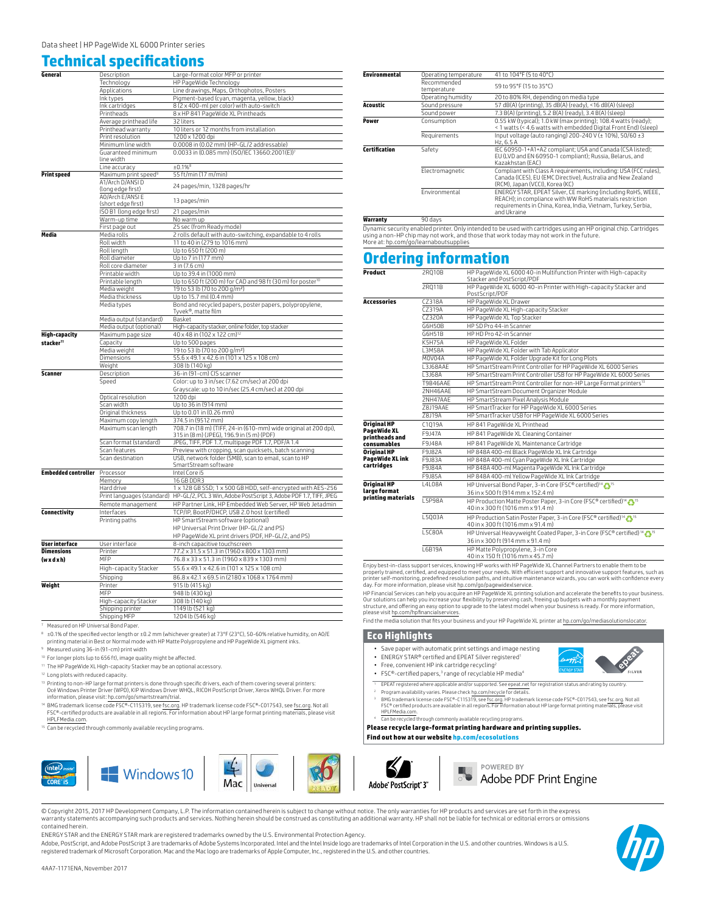Data sheet | HP PageWide XL 6000 Printer series

# Technical specifications

| | | |
|---|---|---|
| **General** | Description | Large-format color MFP or printer |
| | Technology | HP PageWide Technology |
| | Applications | Line drawings, Maps, Orthophotos, Posters |
| | Ink types | Pigment-based (cyan, magenta, yellow, black) |
| | Ink cartridges | 8 (2 x 400-ml per color) with auto-switch |
| | Printheads | 8 x HP 841 PageWide XL Printheads |
| | Average printhead life | 32 liters |
| | Printhead warranty | 10 liters or 12 months from installation |
| | Print resolution | 1200 x 1200 dpi |
| | Minimum line width | 0.0008 in (0.02 mm) (HP-GL/2 addressable) |
| | Guaranteed minimum line width | 0.0033 in (0.085 mm) (ISO/IEC 13660:2001(E))[7] |
| | Line accuracy | ±0.1%[8] |
| **Print speed** | Maximum print speed[9] | 55 ft/min (17 m/min) |
| | A1/Arch D/ANSI D (long edge first) | 24 pages/min, 1328 pages/hr |
| | A0/Arch E/ANSI E (short edge first) | 13 pages/min |
| | ISO B1 (long edge first) | 21 pages/min |
| | Warm-up time | No warm up |
| | First page out | 25 sec (from Ready mode) |
| **Media** | Media rolls | 2 rolls default with auto-switching, expandable to 4 rolls |
| | Roll width | 11 to 40 in (279 to 1016 mm) |
| | Roll length | Up to 650 ft (200 m) |
| | Roll diameter | Up to 7 in (177 mm) |
| | Roll core diameter | 3 in (7.6 cm) |
| | Printable width | Up to 39.4 in (1000 mm) |
| | Printable length | Up to 650 ft (200 m) for CAD and 98 ft (30 m) for poster[10] |
| | Media weight | 19 to 53 lb (70 to 200 g/m²) |
| | Media thickness | Up to 15.7 mil (0.4 mm) |
| | Media types | Bond and recycled papers, poster papers, polypropylene, Tyvek®, matte film |
| | Media output (standard) | Basket |
| | Media output (optional) | High-capacity stacker, online folder, top stacker |
| **High-capacity stacker**[11] | Maximum page size | 40 x 48 in (102 x 122 cm)[12] |
| | Capacity | Up to 500 pages |
| | Media weight | 19 to 53 lb (70 to 200 g/m²) |
| | Dimensions | 55.6 x 49.1 x 42.6 in (101 x 125 x 108 cm) |
| | Weight | 308 lb (140 kg) |
| **Scanner** | Description | 36-in (91-cm) CIS scanner |
| | Speed | Color: up to 3 in/sec (7.62 cm/sec) at 200 dpi<br>Grayscale: up to 10 in/sec (25.4 cm/sec) at 200 dpi |
| | Optical resolution | 1200 dpi |
| | Scan width | Up to 36 in (914 mm) |
| | Original thickness | Up to 0.01 in (0.26 mm) |
| | Maximum copy length | 374.5 in (9512 mm) |
| | Maximum scan length | 708.7 in (18 m) (TIFF, 24-in (610-mm) wide original at 200 dpi), 315 in (8 m) (JPEG), 196.9 in (5 m) (PDF) |
| | Scan format (standard) | JPEG, TIFF, PDF 1.7, multipage PDF 1.7, PDF/A 1.4 |
| | Scan features | Preview with cropping, scan quicksets, batch scanning |
| | Scan destination | USB, network folder (SMB), scan to email, scan to HP SmartStream software |
| **Embedded controller** | Processor | Intel Core i5 |
| | Memory | 16 GB DDR3 |
| | Hard drive | 1 x 128 GB SSD; 1 x 500 GB HDD, self-encrypted with AES-256 |
| | Print languages (standard) | HP-GL/2, PCL 3 Win, Adobe PostScript 3, Adobe PDF 1.7, TIFF, JPEG |
| | Remote management | HP Partner Link, HP Embedded Web Server, HP Web Jetadmin |
| **Connectivity** | Interfaces | TCP/IP, BootP/DHCP, USB 2.0 host (certified) |
| | Printing paths | HP SmartStream software (optional)<br>HP Universal Print Driver (HP-GL/2 and PS)<br>HP PageWide XL print drivers (PDF, HP-GL/2, and PS) |
| **User interface** | User interface | 8-inch capacitive touchscreen |
| **Dimensions (w x d x h)** | Printer | 77.2 x 31.5 x 51.3 in (1960 x 800 x 1303 mm) |
| | MFP | 76.8 x 33 x 51.3 in (1960 x 839 x 1303 mm) |
| | High-capacity Stacker | 55.6 x 49.1 x 42.6 in (101 x 125 x 108 cm) |
| | Shipping | 86.8 x 42.1 x 69.5 in (2180 x 1068 x 1764 mm) |
| **Weight** | Printer | 915 lb (415 kg) |
| | MFP | 948 lb (430 kg) |
| | High-capacity Stacker | 308 lb (140 kg) |
| | Shipping printer | 1149 lb (521 kg) |
| | Shipping MFP | 1204 lb (546 kg) |

[7] Measured on HP Universal Bond Paper.
[8] ±0.1% of the specified vector length or ±0.2 mm (whichever greater) at 73°F (23°C), 50-60% relative humidity, on A0/E printing material in Best or Normal mode with HP Matte Polypropylene and HP PageWide XL pigment inks.
[9] Measured using 36-in (91-cm) print width
[10] For longer plots (up to 656 ft), image quality might be affected.
[11] The HP PageWide XL High-capacity Stacker may be an optional accessory.
[12] Long plots with reduced capacity.
[13] Printing to non-HP large format printers is done through specific drivers, each of them covering several printers: Océ Windows Printer Driver (WPD), KIP Windows Driver WHQL, RICOH PostScript Driver, Xerox WHQL Driver. For more information, please visit: hp.com/go/smartstream/trial.
[14] BMG trademark license code FSC®-C115319, see fsc.org. HP trademark license code FSC®-C017543, see fsc.org. Not all FSC®-certified products are available in all regions. For information about HP large format printing materials, please visit HPLFMedia.com.
[15] Can be recycled through commonly available recycling programs.

| | | |
|---|---|---|
| **Environmental** | Operating temperature | 41 to 104°F (5 to 40°C) |
| | Recommended temperature | 59 to 95°F (15 to 35°C) |
| | Operating humidity | 20 to 80% RH, depending on media type |
| **Acoustic** | Sound pressure | 57 dB(A) (printing), 35 dB(A) (ready), < 16 dB(A) (sleep) |
| | Sound power | 7.3 B(A) (printing), 5.2 B(A) (ready), 3.4 B(A) (sleep) |
| **Power** | Consumption | 0.55 kW (typical); 1.0 kW (max printing); 108.4 watts (ready); < 1 watts (< 4.6 watts with embedded Digital Front End) (sleep) |
| | Requirements | Input voltage (auto ranging) 200-240 V (± 10%), 50/60 ±3 Hz, 6.5 A |
| **Certification** | Safety | IEC 60950-1+A1+A2 compliant; USA and Canada (CSA listed); EU (LVD and EN 60950-1 compliant); Russia, Belarus, and Kazakhstan (EAC) |
| | Electromagnetic | Compliant with Class A requirements, including: USA (FCC rules), Canada (ICES), EU (EMC Directive), Australia and New Zealand (RCM), Japan (VCCI), Korea (KC) |
| | Environmental | ENERGY STAR, EPEAT Silver, CE marking (including RoHS, WEEE, REACH); in compliance with WW RoHS materials restriction requirements in China, Korea, India, Vietnam, Turkey, Serbia, and Ukraine |
| **Warranty** | 90 days | |

Dynamic security enabled printer. Only intended to be used with cartridges using an HP original chip. Cartridges using a non-HP chip may not work, and those that work today may not work in the future. More at: hp.com/go/learnaboutsupplies

# Ordering information

| | | |
|---|---|---|
| **Product** | 2RQ10B | HP PageWide XL 6000 40-in Multifunction Printer with High-capacity Stacker and PostScript/PDF |
| | 2RQ11B | HP PageWide XL 6000 40-in Printer with High-capacity Stacker and PostScript/PDF |
| **Accessories** | CZ318A | HP PageWide XL Drawer |
| | CZ319A | HP PageWide XL High-capacity Stacker |
| | CZ320A | HP PageWide XL Top Stacker |
| | G6H50B | HP SD Pro 44-in Scanner |
| | G6H51B | HP HD Pro 42-in Scanner |
| | K5H75A | HP PageWide XL Folder |
| | L3M58A | HP PageWide XL Folder with Tab Applicator |
| | M0V04A | HP PageWide XL Folder Upgrade Kit for Long Plots |
| | L3J68AAE | HP SmartStream Print Controller for HP PageWide XL 6000 Series |
| | L3J68A | HP SmartStream Print Controller USB for HP PageWide XL 6000 Series |
| | T9B46AAE | HP SmartStream Print Controller for non-HP Large Format printers[13] |
| | 2NH46AAE | HP SmartStream Document Organizer Module |
| | 2NH47AAE | HP SmartStream Pixel Analysis Module |
| | Z8J19AAE | HP SmartTracker for HP PageWide XL 6000 Series |
| | Z8J19A | HP SmartTracker USB for HP PageWide XL 6000 Series |
| **Original HP PageWide XL printheads and consumables** | C1Q19A | HP 841 PageWide XL Printhead |
| | F9J47A | HP 841 PageWide XL Cleaning Container |
| | F9J48A | HP 841 PageWide XL Maintenance Cartridge |
| **Original HP PageWide XL ink cartridges** | F9J82A | HP 848A 400-ml Black PageWide XL Ink Cartridge |
| | F9J83A | HP 848A 400-ml Cyan PageWide XL Ink Cartridge |
| | F9J84A | HP 848A 400-ml Magenta PageWide XL Ink Cartridge |
| | F9J85A | HP 848A 400-ml Yellow PageWide XL Ink Cartridge |
| **Original HP large format printing materials** | L4L08A | HP Universal Bond Paper, 3-in Core (FSC® certified)[14,15]<br>36 in x 500 ft (914 mm x 152.4 m) |
| | L5P98A | HP Production Matte Poster Paper, 3-in Core (FSC® certified)[14,15]<br>40 in x 300 ft (1016 mm x 91.4 m) |
| | L5Q03A | HP Production Satin Poster Paper, 3-in Core (FSC® certified)[14,15]<br>40 in x 300 ft (1016 mm x 91.4 m) |
| | L5C80A | HP Universal Heavyweight Coated Paper, 3-in Core (FSC® certified)[14,15]<br>36 in x 300 ft (914 mm x 91.4 m) |
| | L6B19A | HP Matte Polypropylene, 3-in Core<br>40 in x 150 ft (1016 mm x 45.7 m) |

Enjoy best-in-class support services, knowing HP works with HP PageWide XL Channel Partners to enable them to be properly trained, certified, and equipped to meet your needs. With efficient support and innovative support features, such as printer self-monitoring, predefined resolution paths, and intuitive maintenance wizards, you can work with confidence every day. For more information, please visit hp.com/go/pagewidexlservice.

HP Financial Services can help you acquire an HP PageWide XL printing solution and accelerate the benefits to your business. Our solutions can help you increase your flexibility by preserving cash, freeing up budgets with a monthly payment structure, and offering an easy option to upgrade to the latest model when your business is ready. For more information, please visit hp.com/hpfinancialservices.

Find the media solution that fits your business and your HP PageWide XL printer at hp.com/go/mediasolutionslocator.

## Eco Highlights

- Save paper with automatic print settings and image nesting
- ENERGY STAR® certified and EPEAT Silver registered[1]
- Free, convenient HP ink cartridge recycling[2]
- FSC®-certified papers,[3] range of recyclable HP media[4]

[1] EPEAT registered where applicable and/or supported. See epeat.net for registration status and rating by country.
[2] Program availability varies. Please check hp.com/recycle for details.
[3] BMG trademark license code FSC®-C115319, see fsc.org. HP trademark license code FSC®-C017543, see fsc.org. Not all FSC® certified products are available in all regions. For information about HP large format printing materials, please visit HPLFMedia.com.
[4] Can be recycled through commonly available recycling programs.

**Please recycle large-format printing hardware and printing supplies.**

**Find out how at our website hp.com/ecosolutions**

© Copyright 2015, 2017 HP Development Company, L.P. The information contained herein is subject to change without notice. The only warranties for HP products and services are set forth in the express warranty statements accompanying such products and services. Nothing herein should be construed as constituting an additional warranty. HP shall not be liable for technical or editorial errors or omissions contained herein.

ENERGY STAR and the ENERGY STAR mark are registered trademarks owned by the U.S. Environmental Protection Agency.

Adobe, PostScript, and Adobe PostScript 3 are trademarks of Adobe Systems Incorporated. Intel and the Intel Inside logo are trademarks of Intel Corporation in the U.S. and other countries. Windows is a U.S. registered trademark of Microsoft Corporation. Mac and the Mac logo are trademarks of Apple Computer, Inc., registered in the U.S. and other countries.

4AA7-1171ENA, November 2017